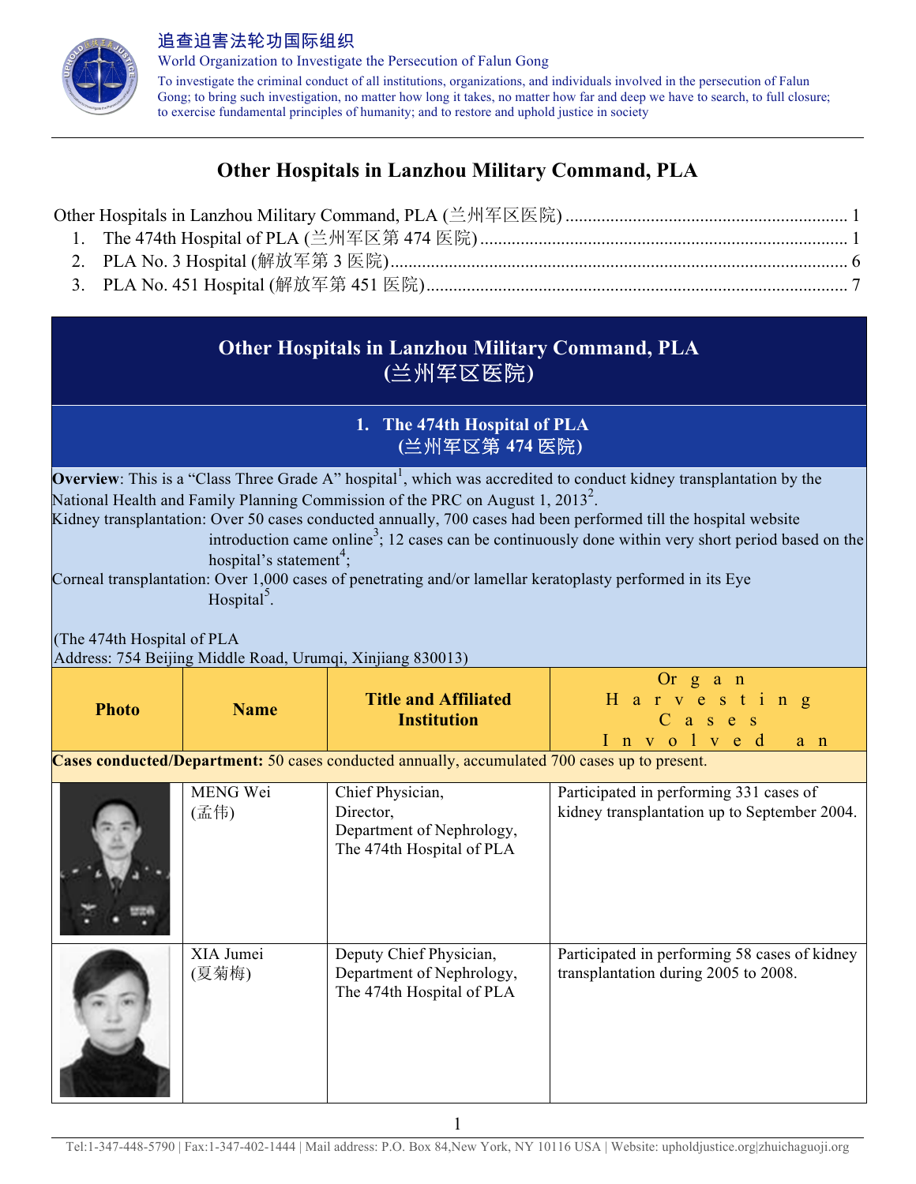追查迫害法轮功国际组织

World Organization to Investigate the Persecution of Falun Gong

To investigate the criminal conduct of all institutions, organizations, and individuals involved in the persecution of Falun Gong; to bring such investigation, no matter how long it takes, no matter how far and deep we have to search, to full closure; to exercise fundamental principles of humanity; and to restore and uphold justice in society

# Other Hospitals in Lanzhou Military Command, PLA

Other Hospitals in Lanzhou Military Command, PLA (兰州军区医院) .......... 1
1. The 474th Hospital of PLA (兰州军区第 474 医院) .......... 1
2. PLA No. 3 Hospital (解放军第 3 医院) .......... 6
3. PLA No. 451 Hospital (解放军第 451 医院) .......... 7

## Other Hospitals in Lanzhou Military Command, PLA (兰州军区医院)

### 1. The 474th Hospital of PLA (兰州军区第 474 医院)

**Overview**: This is a "Class Three Grade A" hospital[1], which was accredited to conduct kidney transplantation by the National Health and Family Planning Commission of the PRC on August 1, 2013[2].

Kidney transplantation: Over 50 cases conducted annually, 700 cases had been performed till the hospital website introduction came online[3]; 12 cases can be continuously done within very short period based on the hospital's statement[4];

Corneal transplantation: Over 1,000 cases of penetrating and/or lamellar keratoplasty performed in its Eye Hospital[5].

(The 474th Hospital of PLA
Address: 754 Beijing Middle Road, Urumqi, Xinjiang 830013)

| Photo | Name | Title and Affiliated Institution | Organ Harvesting Cases Involved an |
|---|---|---|---|
| **Cases conducted/Department:** 50 cases conducted annually, accumulated 700 cases up to present. | | | |
| | MENG Wei (孟伟) | Chief Physician, Director, Department of Nephrology, The 474th Hospital of PLA | Participated in performing 331 cases of kidney transplantation up to September 2004. |
| | XIA Jumei (夏菊梅) | Deputy Chief Physician, Department of Nephrology, The 474th Hospital of PLA | Participated in performing 58 cases of kidney transplantation during 2005 to 2008. |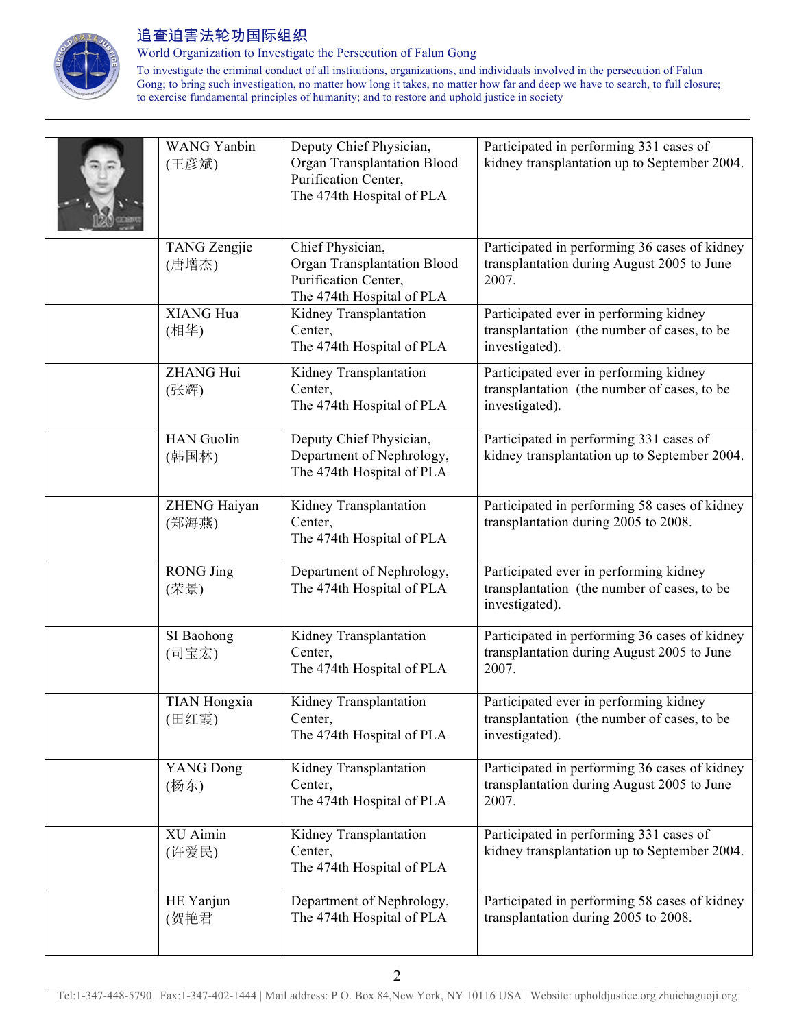| | | | |
|---|---|---|---|
| | WANG Yanbin (王彦斌) | Deputy Chief Physician, Organ Transplantation Blood Purification Center, The 474th Hospital of PLA | Participated in performing 331 cases of kidney transplantation up to September 2004. |
| | TANG Zengjie (唐增杰) | Chief Physician, Organ Transplantation Blood Purification Center, The 474th Hospital of PLA | Participated in performing 36 cases of kidney transplantation during August 2005 to June 2007. |
| | XIANG Hua (相华) | Kidney Transplantation Center, The 474th Hospital of PLA | Participated ever in performing kidney transplantation (the number of cases, to be investigated). |
| | ZHANG Hui (张辉) | Kidney Transplantation Center, The 474th Hospital of PLA | Participated ever in performing kidney transplantation (the number of cases, to be investigated). |
| | HAN Guolin (韩国林) | Deputy Chief Physician, Department of Nephrology, The 474th Hospital of PLA | Participated in performing 331 cases of kidney transplantation up to September 2004. |
| | ZHENG Haiyan (郑海燕) | Kidney Transplantation Center, The 474th Hospital of PLA | Participated in performing 58 cases of kidney transplantation during 2005 to 2008. |
| | RONG Jing (荣景) | Department of Nephrology, The 474th Hospital of PLA | Participated ever in performing kidney transplantation (the number of cases, to be investigated). |
| | SI Baohong (司宝宏) | Kidney Transplantation Center, The 474th Hospital of PLA | Participated in performing 36 cases of kidney transplantation during August 2005 to June 2007. |
| | TIAN Hongxia (田红霞) | Kidney Transplantation Center, The 474th Hospital of PLA | Participated ever in performing kidney transplantation (the number of cases, to be investigated). |
| | YANG Dong (杨东) | Kidney Transplantation Center, The 474th Hospital of PLA | Participated in performing 36 cases of kidney transplantation during August 2005 to June 2007. |
| | XU Aimin (许爱民) | Kidney Transplantation Center, The 474th Hospital of PLA | Participated in performing 331 cases of kidney transplantation up to September 2004. |
| | HE Yanjun (贺艳君 | Department of Nephrology, The 474th Hospital of PLA | Participated in performing 58 cases of kidney transplantation during 2005 to 2008. |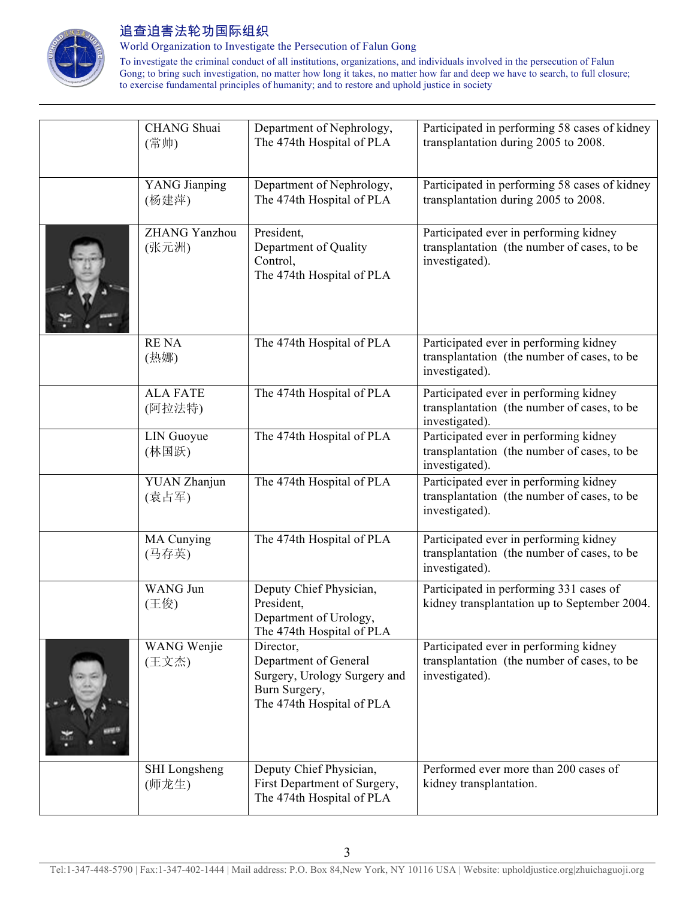|  | CHANG Shuai (常帅) | Department of Nephrology, The 474th Hospital of PLA | Participated in performing 58 cases of kidney transplantation during 2005 to 2008. |
|---|---|---|---|
|  | YANG Jianping (杨建萍) | Department of Nephrology, The 474th Hospital of PLA | Participated in performing 58 cases of kidney transplantation during 2005 to 2008. |
|  | ZHANG Yanzhou (张元洲) | President, Department of Quality Control, The 474th Hospital of PLA | Participated ever in performing kidney transplantation (the number of cases, to be investigated). |
|  | RE NA (热娜) | The 474th Hospital of PLA | Participated ever in performing kidney transplantation (the number of cases, to be investigated). |
|  | ALA FATE (阿拉法特) | The 474th Hospital of PLA | Participated ever in performing kidney transplantation (the number of cases, to be investigated). |
|  | LIN Guoyue (林国跃) | The 474th Hospital of PLA | Participated ever in performing kidney transplantation (the number of cases, to be investigated). |
|  | YUAN Zhanjun (袁占军) | The 474th Hospital of PLA | Participated ever in performing kidney transplantation (the number of cases, to be investigated). |
|  | MA Cunying (马存英) | The 474th Hospital of PLA | Participated ever in performing kidney transplantation (the number of cases, to be investigated). |
|  | WANG Jun (王俊) | Deputy Chief Physician, President, Department of Urology, The 474th Hospital of PLA | Participated in performing 331 cases of kidney transplantation up to September 2004. |
|  | WANG Wenjie (王文杰) | Director, Department of General Surgery, Urology Surgery and Burn Surgery, The 474th Hospital of PLA | Participated ever in performing kidney transplantation (the number of cases, to be investigated). |
|  | SHI Longsheng (师龙生) | Deputy Chief Physician, First Department of Surgery, The 474th Hospital of PLA | Performed ever more than 200 cases of kidney transplantation. |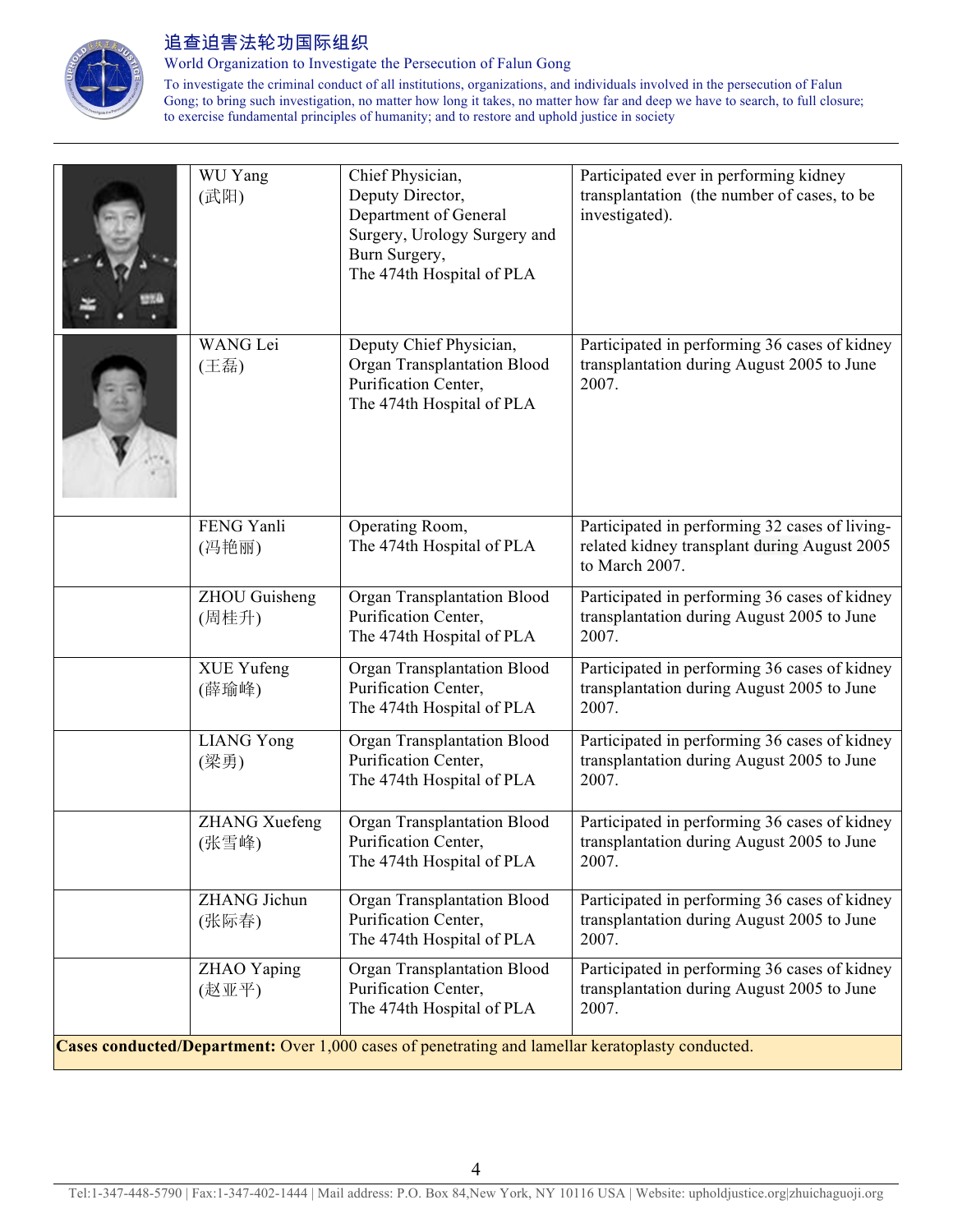| | | | |
|---|---|---|---|
| | WU Yang (武阳) | Chief Physician, Deputy Director, Department of General Surgery, Urology Surgery and Burn Surgery, The 474th Hospital of PLA | Participated ever in performing kidney transplantation (the number of cases, to be investigated). |
| | WANG Lei (王磊) | Deputy Chief Physician, Organ Transplantation Blood Purification Center, The 474th Hospital of PLA | Participated in performing 36 cases of kidney transplantation during August 2005 to June 2007. |
| | FENG Yanli (冯艳丽) | Operating Room, The 474th Hospital of PLA | Participated in performing 32 cases of living-related kidney transplant during August 2005 to March 2007. |
| | ZHOU Guisheng (周桂升) | Organ Transplantation Blood Purification Center, The 474th Hospital of PLA | Participated in performing 36 cases of kidney transplantation during August 2005 to June 2007. |
| | XUE Yufeng (薛瑜峰) | Organ Transplantation Blood Purification Center, The 474th Hospital of PLA | Participated in performing 36 cases of kidney transplantation during August 2005 to June 2007. |
| | LIANG Yong (梁勇) | Organ Transplantation Blood Purification Center, The 474th Hospital of PLA | Participated in performing 36 cases of kidney transplantation during August 2005 to June 2007. |
| | ZHANG Xuefeng (张雪峰) | Organ Transplantation Blood Purification Center, The 474th Hospital of PLA | Participated in performing 36 cases of kidney transplantation during August 2005 to June 2007. |
| | ZHANG Jichun (张际春) | Organ Transplantation Blood Purification Center, The 474th Hospital of PLA | Participated in performing 36 cases of kidney transplantation during August 2005 to June 2007. |
| | ZHAO Yaping (赵亚平) | Organ Transplantation Blood Purification Center, The 474th Hospital of PLA | Participated in performing 36 cases of kidney transplantation during August 2005 to June 2007. |
| **Cases conducted/Department:** Over 1,000 cases of penetrating and lamellar keratoplasty conducted. | | | |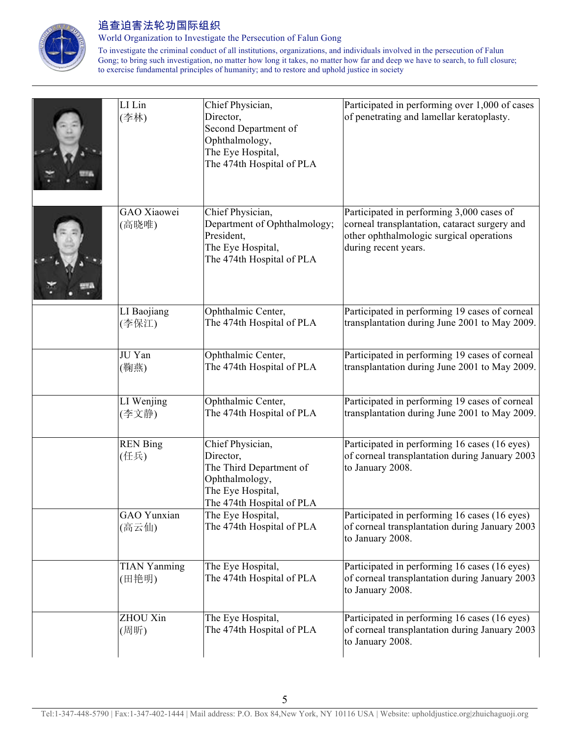| | | | |
|---|---|---|---|
| | LI Lin (李林) | Chief Physician, Director, Second Department of Ophthalmology, The Eye Hospital, The 474th Hospital of PLA | Participated in performing over 1,000 of cases of penetrating and lamellar keratoplasty. |
| | GAO Xiaowei (高晓唯) | Chief Physician, Department of Ophthalmology; President, The Eye Hospital, The 474th Hospital of PLA | Participated in performing 3,000 cases of corneal transplantation, cataract surgery and other ophthalmologic surgical operations during recent years. |
| | LI Baojiang (李保江) | Ophthalmic Center, The 474th Hospital of PLA | Participated in performing 19 cases of corneal transplantation during June 2001 to May 2009. |
| | JU Yan (鞠燕) | Ophthalmic Center, The 474th Hospital of PLA | Participated in performing 19 cases of corneal transplantation during June 2001 to May 2009. |
| | LI Wenjing (李文静) | Ophthalmic Center, The 474th Hospital of PLA | Participated in performing 19 cases of corneal transplantation during June 2001 to May 2009. |
| | REN Bing (任兵) | Chief Physician, Director, The Third Department of Ophthalmology, The Eye Hospital, The 474th Hospital of PLA | Participated in performing 16 cases (16 eyes) of corneal transplantation during January 2003 to January 2008. |
| | GAO Yunxian (高云仙) | The Eye Hospital, The 474th Hospital of PLA | Participated in performing 16 cases (16 eyes) of corneal transplantation during January 2003 to January 2008. |
| | TIAN Yanming (田艳明) | The Eye Hospital, The 474th Hospital of PLA | Participated in performing 16 cases (16 eyes) of corneal transplantation during January 2003 to January 2008. |
| | ZHOU Xin (周昕) | The Eye Hospital, The 474th Hospital of PLA | Participated in performing 16 cases (16 eyes) of corneal transplantation during January 2003 to January 2008. |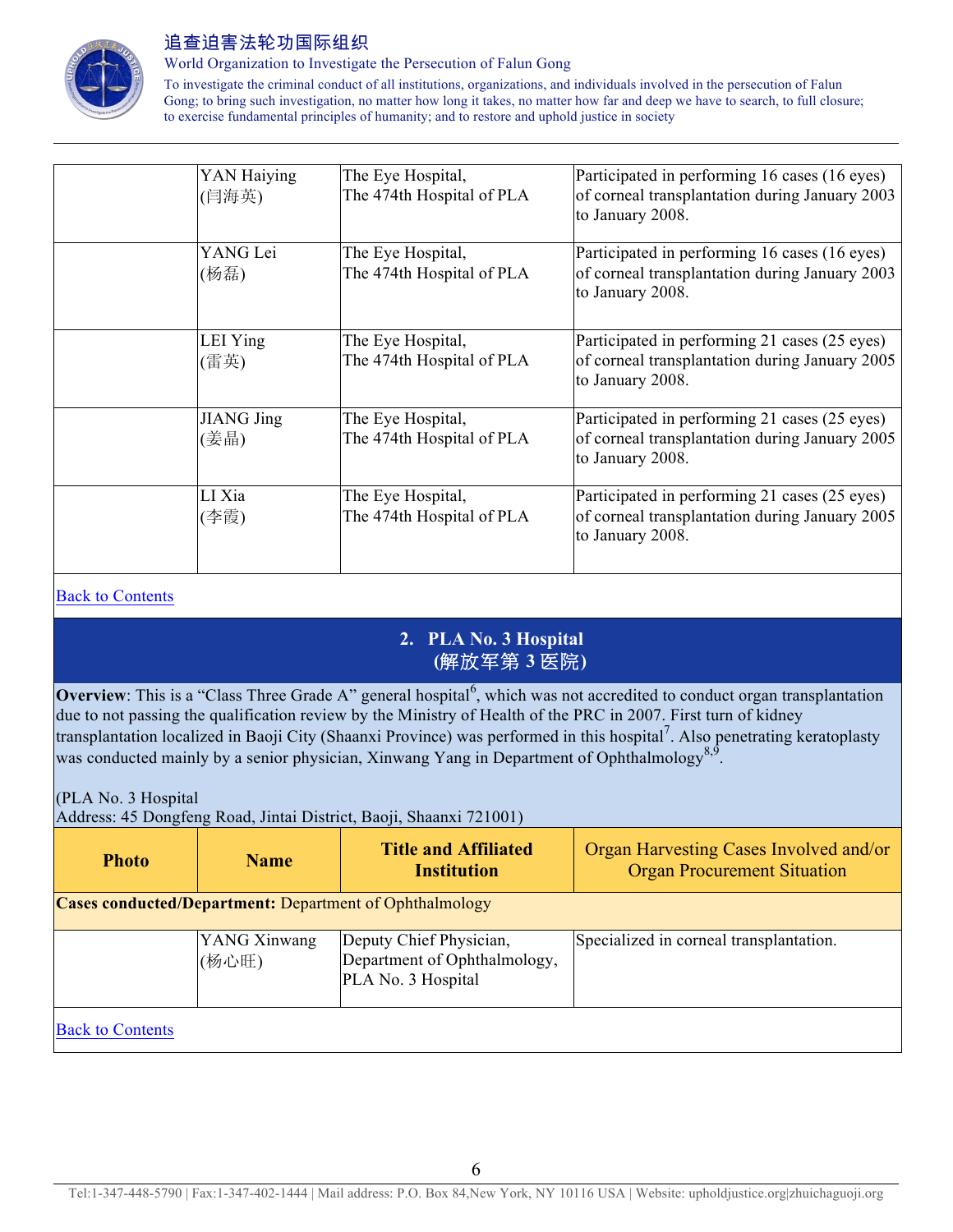| | YAN Haiying (闫海英) | The Eye Hospital, The 474th Hospital of PLA | Participated in performing 16 cases (16 eyes) of corneal transplantation during January 2003 to January 2008. |
|---|---|---|---|
| | YANG Lei (杨磊) | The Eye Hospital, The 474th Hospital of PLA | Participated in performing 16 cases (16 eyes) of corneal transplantation during January 2003 to January 2008. |
| | LEI Ying (雷英) | The Eye Hospital, The 474th Hospital of PLA | Participated in performing 21 cases (25 eyes) of corneal transplantation during January 2005 to January 2008. |
| | JIANG Jing (姜晶) | The Eye Hospital, The 474th Hospital of PLA | Participated in performing 21 cases (25 eyes) of corneal transplantation during January 2005 to January 2008. |
| | LI Xia (李霞) | The Eye Hospital, The 474th Hospital of PLA | Participated in performing 21 cases (25 eyes) of corneal transplantation during January 2005 to January 2008. |

Back to Contents

## 2. PLA No. 3 Hospital (解放军第 3 医院)

**Overview**: This is a "Class Three Grade A" general hospital[6], which was not accredited to conduct organ transplantation due to not passing the qualification review by the Ministry of Health of the PRC in 2007. First turn of kidney transplantation localized in Baoji City (Shaanxi Province) was performed in this hospital[7]. Also penetrating keratoplasty was conducted mainly by a senior physician, Xinwang Yang in Department of Ophthalmology[8,9].

(PLA No. 3 Hospital
Address: 45 Dongfeng Road, Jintai District, Baoji, Shaanxi 721001)

| Photo | Name | Title and Affiliated Institution | Organ Harvesting Cases Involved and/or Organ Procurement Situation |
|---|---|---|---|
| **Cases conducted/Department:** Department of Ophthalmology | | | |
| | YANG Xinwang (杨心旺) | Deputy Chief Physician, Department of Ophthalmology, PLA No. 3 Hospital | Specialized in corneal transplantation. |

Back to Contents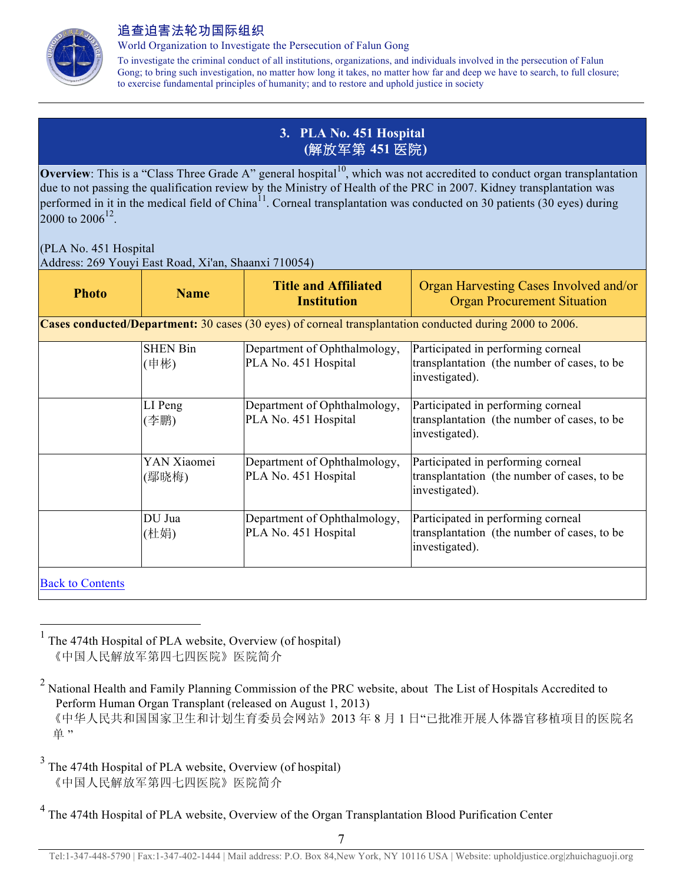## 3. PLA No. 451 Hospital (解放军第 451 医院)

**Overview**: This is a "Class Three Grade A" general hospital[10], which was not accredited to conduct organ transplantation due to not passing the qualification review by the Ministry of Health of the PRC in 2007. Kidney transplantation was performed in it in the medical field of China[11]. Corneal transplantation was conducted on 30 patients (30 eyes) during 2000 to 2006[12].

(PLA No. 451 Hospital
Address: 269 Youyi East Road, Xi'an, Shaanxi 710054)

| Photo | Name | Title and Affiliated Institution | Organ Harvesting Cases Involved and/or Organ Procurement Situation |
|---|---|---|---|
| **Cases conducted/Department:** 30 cases (30 eyes) of corneal transplantation conducted during 2000 to 2006. | | | |
| | SHEN Bin (申彬) | Department of Ophthalmology, PLA No. 451 Hospital | Participated in performing corneal transplantation (the number of cases, to be investigated). |
| | LI Peng (李鹏) | Department of Ophthalmology, PLA No. 451 Hospital | Participated in performing corneal transplantation (the number of cases, to be investigated). |
| | YAN Xiaomei (鄢晓梅) | Department of Ophthalmology, PLA No. 451 Hospital | Participated in performing corneal transplantation (the number of cases, to be investigated). |
| | DU Jua (杜娟) | Department of Ophthalmology, PLA No. 451 Hospital | Participated in performing corneal transplantation (the number of cases, to be investigated). |

Back to Contents

---

[1] The 474th Hospital of PLA website, Overview (of hospital)
《中国人民解放军第四七四医院》医院简介

[2] National Health and Family Planning Commission of the PRC website, about The List of Hospitals Accredited to Perform Human Organ Transplant (released on August 1, 2013)
《中华人民共和国国家卫生和计划生育委员会网站》2013 年 8 月 1 日"已批准开展人体器官移植项目的医院名单"

[3] The 474th Hospital of PLA website, Overview (of hospital)
《中国人民解放军第四七四医院》医院简介

[4] The 474th Hospital of PLA website, Overview of the Organ Transplantation Blood Purification Center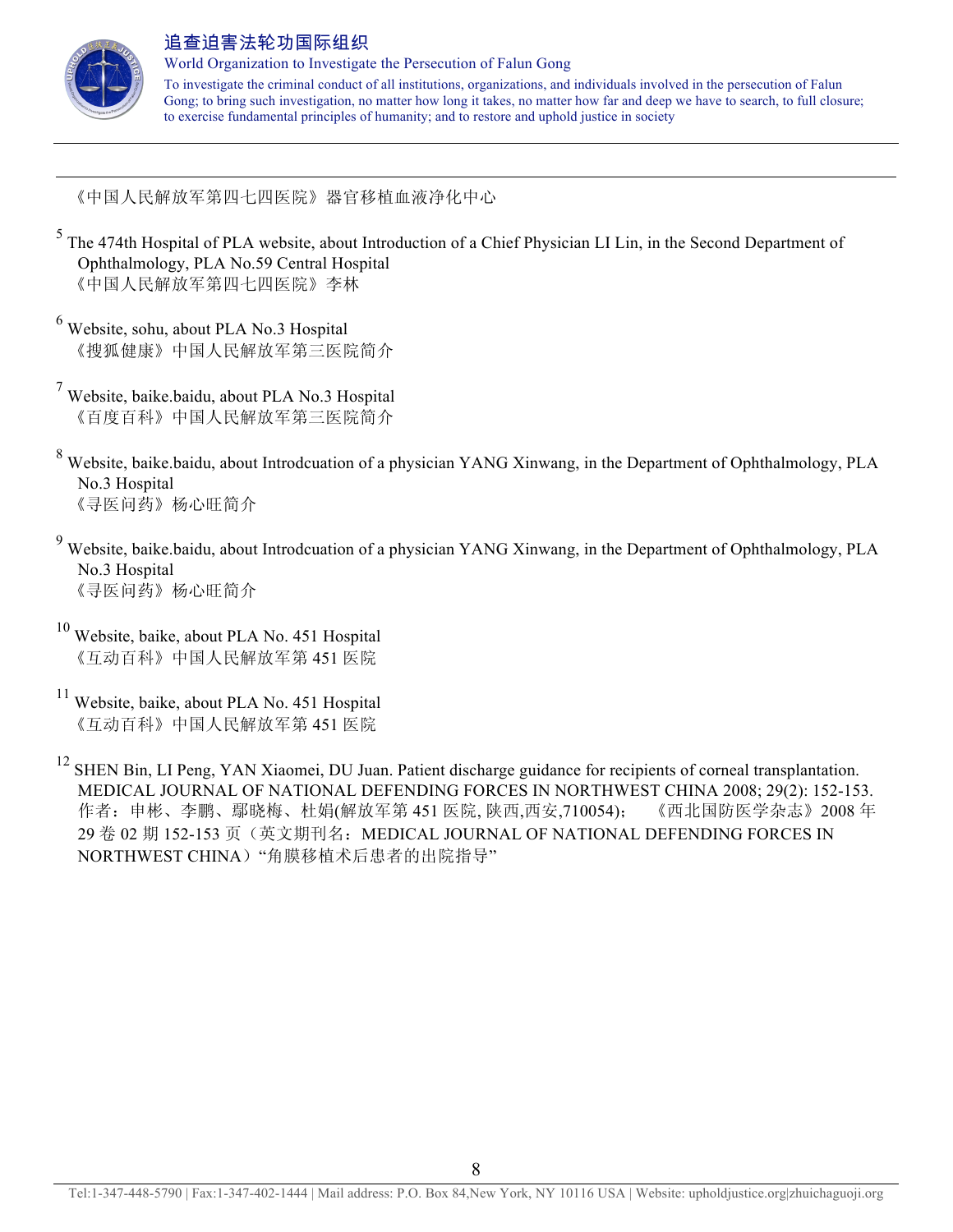《中国人民解放军第四七四医院》器官移植血液净化中心

[5] The 474th Hospital of PLA website, about Introduction of a Chief Physician LI Lin, in the Second Department of Ophthalmology, PLA No.59 Central Hospital
《中国人民解放军第四七四医院》李林

[6] Website, sohu, about PLA No.3 Hospital
《搜狐健康》中国人民解放军第三医院简介

[7] Website, baike.baidu, about PLA No.3 Hospital
《百度百科》中国人民解放军第三医院简介

[8] Website, baike.baidu, about Introdcuation of a physician YANG Xinwang, in the Department of Ophthalmology, PLA No.3 Hospital
《寻医问药》杨心旺简介

[9] Website, baike.baidu, about Introdcuation of a physician YANG Xinwang, in the Department of Ophthalmology, PLA No.3 Hospital
《寻医问药》杨心旺简介

[10] Website, baike, about PLA No. 451 Hospital
《互动百科》中国人民解放军第 451 医院

[11] Website, baike, about PLA No. 451 Hospital
《互动百科》中国人民解放军第 451 医院

[12] SHEN Bin, LI Peng, YAN Xiaomei, DU Juan. Patient discharge guidance for recipients of corneal transplantation. MEDICAL JOURNAL OF NATIONAL DEFENDING FORCES IN NORTHWEST CHINA 2008; 29(2): 152-153.
作者：申彬、李鹏、鄢晓梅、杜娟(解放军第 451 医院, 陕西,西安,710054)；《西北国防医学杂志》2008 年 29 卷 02 期 152-153 页（英文期刊名：MEDICAL JOURNAL OF NATIONAL DEFENDING FORCES IN NORTHWEST CHINA）"角膜移植术后患者的出院指导"